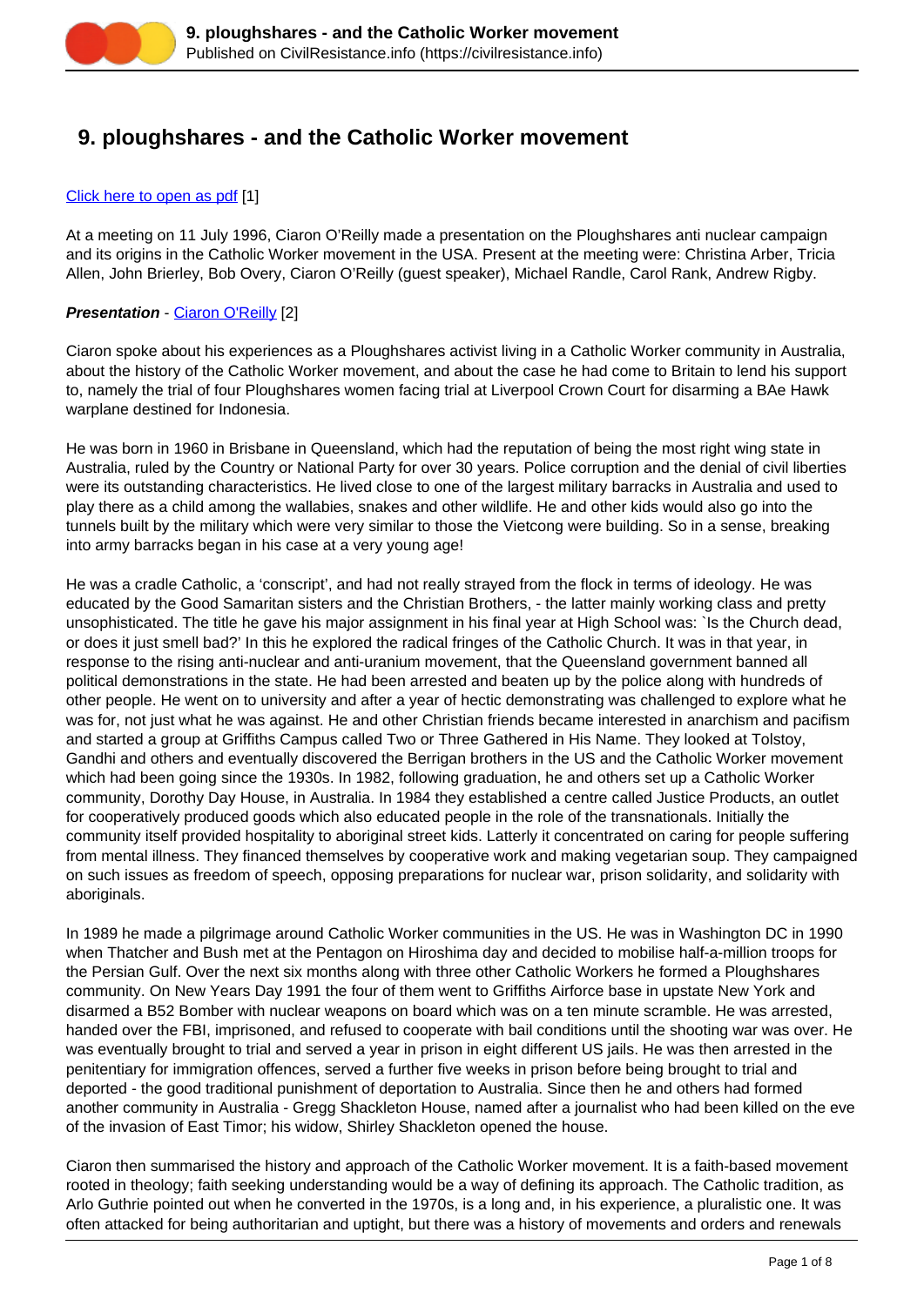# 9. ploughshares - and the Catholic Worker movement

[Click here to open as pdf](#) [1]

At a meeting on 11 July 1996, Ciaron O'Reilly made a presentation on the Ploughshares anti nuclear campaign and its origins in the Catholic Worker movement in the USA. Present at the meeting were: Christina Arber, Tricia Allen, John Brierley, Bob Overy, Ciaron O'Reilly (guest speaker), Michael Randle, Carol Rank, Andrew Rigby.

***Presentation*** - [Ciaron O'Reilly](#) [2]

Ciaron spoke about his experiences as a Ploughshares activist living in a Catholic Worker community in Australia, about the history of the Catholic Worker movement, and about the case he had come to Britain to lend his support to, namely the trial of four Ploughshares women facing trial at Liverpool Crown Court for disarming a BAe Hawk warplane destined for Indonesia.

He was born in 1960 in Brisbane in Queensland, which had the reputation of being the most right wing state in Australia, ruled by the Country or National Party for over 30 years. Police corruption and the denial of civil liberties were its outstanding characteristics. He lived close to one of the largest military barracks in Australia and used to play there as a child among the wallabies, snakes and other wildlife. He and other kids would also go into the tunnels built by the military which were very similar to those the Vietcong were building. So in a sense, breaking into army barracks began in his case at a very young age!

He was a cradle Catholic, a 'conscript', and had not really strayed from the flock in terms of ideology. He was educated by the Good Samaritan sisters and the Christian Brothers, - the latter mainly working class and pretty unsophisticated. The title he gave his major assignment in his final year at High School was: `Is the Church dead, or does it just smell bad?' In this he explored the radical fringes of the Catholic Church. It was in that year, in response to the rising anti-nuclear and anti-uranium movement, that the Queensland government banned all political demonstrations in the state. He had been arrested and beaten up by the police along with hundreds of other people. He went on to university and after a year of hectic demonstrating was challenged to explore what he was for, not just what he was against. He and other Christian friends became interested in anarchism and pacifism and started a group at Griffiths Campus called Two or Three Gathered in His Name. They looked at Tolstoy, Gandhi and others and eventually discovered the Berrigan brothers in the US and the Catholic Worker movement which had been going since the 1930s. In 1982, following graduation, he and others set up a Catholic Worker community, Dorothy Day House, in Australia. In 1984 they established a centre called Justice Products, an outlet for cooperatively produced goods which also educated people in the role of the transnationals. Initially the community itself provided hospitality to aboriginal street kids. Latterly it concentrated on caring for people suffering from mental illness. They financed themselves by cooperative work and making vegetarian soup. They campaigned on such issues as freedom of speech, opposing preparations for nuclear war, prison solidarity, and solidarity with aboriginals.

In 1989 he made a pilgrimage around Catholic Worker communities in the US. He was in Washington DC in 1990 when Thatcher and Bush met at the Pentagon on Hiroshima day and decided to mobilise half-a-million troops for the Persian Gulf. Over the next six months along with three other Catholic Workers he formed a Ploughshares community. On New Years Day 1991 the four of them went to Griffiths Airforce base in upstate New York and disarmed a B52 Bomber with nuclear weapons on board which was on a ten minute scramble. He was arrested, handed over the FBI, imprisoned, and refused to cooperate with bail conditions until the shooting war was over. He was eventually brought to trial and served a year in prison in eight different US jails. He was then arrested in the penitentiary for immigration offences, served a further five weeks in prison before being brought to trial and deported - the good traditional punishment of deportation to Australia. Since then he and others had formed another community in Australia - Gregg Shackleton House, named after a journalist who had been killed on the eve of the invasion of East Timor; his widow, Shirley Shackleton opened the house.

Ciaron then summarised the history and approach of the Catholic Worker movement. It is a faith-based movement rooted in theology; faith seeking understanding would be a way of defining its approach. The Catholic tradition, as Arlo Guthrie pointed out when he converted in the 1970s, is a long and, in his experience, a pluralistic one. It was often attacked for being authoritarian and uptight, but there was a history of movements and orders and renewals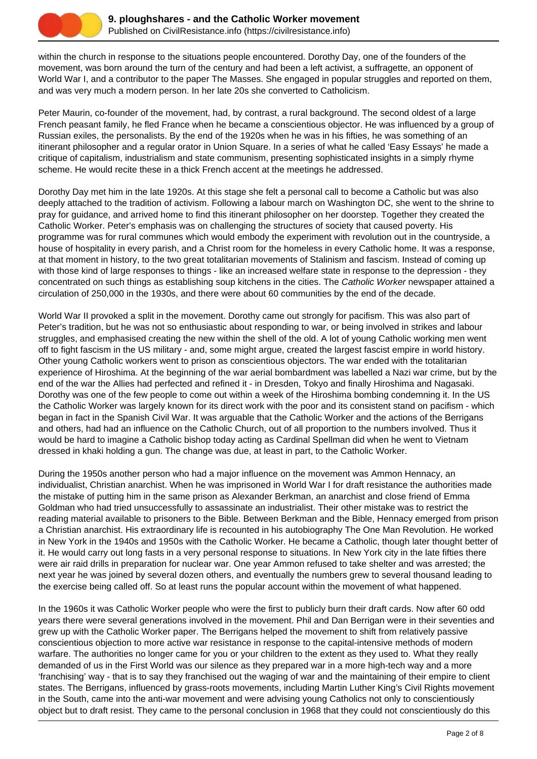within the church in response to the situations people encountered. Dorothy Day, one of the founders of the movement, was born around the turn of the century and had been a left activist, a suffragette, an opponent of World War I, and a contributor to the paper The Masses. She engaged in popular struggles and reported on them, and was very much a modern person. In her late 20s she converted to Catholicism.

Peter Maurin, co-founder of the movement, had, by contrast, a rural background. The second oldest of a large French peasant family, he fled France when he became a conscientious objector. He was influenced by a group of Russian exiles, the personalists. By the end of the 1920s when he was in his fifties, he was something of an itinerant philosopher and a regular orator in Union Square. In a series of what he called 'Easy Essays' he made a critique of capitalism, industrialism and state communism, presenting sophisticated insights in a simply rhyme scheme. He would recite these in a thick French accent at the meetings he addressed.

Dorothy Day met him in the late 1920s. At this stage she felt a personal call to become a Catholic but was also deeply attached to the tradition of activism. Following a labour march on Washington DC, she went to the shrine to pray for guidance, and arrived home to find this itinerant philosopher on her doorstep. Together they created the Catholic Worker. Peter's emphasis was on challenging the structures of society that caused poverty. His programme was for rural communes which would embody the experiment with revolution out in the countryside, a house of hospitality in every parish, and a Christ room for the homeless in every Catholic home. It was a response, at that moment in history, to the two great totalitarian movements of Stalinism and fascism. Instead of coming up with those kind of large responses to things - like an increased welfare state in response to the depression - they concentrated on such things as establishing soup kitchens in the cities. The *Catholic Worker* newspaper attained a circulation of 250,000 in the 1930s, and there were about 60 communities by the end of the decade.

World War II provoked a split in the movement. Dorothy came out strongly for pacifism. This was also part of Peter's tradition, but he was not so enthusiastic about responding to war, or being involved in strikes and labour struggles, and emphasised creating the new within the shell of the old. A lot of young Catholic working men went off to fight fascism in the US military - and, some might argue, created the largest fascist empire in world history. Other young Catholic workers went to prison as conscientious objectors. The war ended with the totalitarian experience of Hiroshima. At the beginning of the war aerial bombardment was labelled a Nazi war crime, but by the end of the war the Allies had perfected and refined it - in Dresden, Tokyo and finally Hiroshima and Nagasaki. Dorothy was one of the few people to come out within a week of the Hiroshima bombing condemning it. In the US the Catholic Worker was largely known for its direct work with the poor and its consistent stand on pacifism - which began in fact in the Spanish Civil War. It was arguable that the Catholic Worker and the actions of the Berrigans and others, had had an influence on the Catholic Church, out of all proportion to the numbers involved. Thus it would be hard to imagine a Catholic bishop today acting as Cardinal Spellman did when he went to Vietnam dressed in khaki holding a gun. The change was due, at least in part, to the Catholic Worker.

During the 1950s another person who had a major influence on the movement was Ammon Hennacy, an individualist, Christian anarchist. When he was imprisoned in World War I for draft resistance the authorities made the mistake of putting him in the same prison as Alexander Berkman, an anarchist and close friend of Emma Goldman who had tried unsuccessfully to assassinate an industrialist. Their other mistake was to restrict the reading material available to prisoners to the Bible. Between Berkman and the Bible, Hennacy emerged from prison a Christian anarchist. His extraordinary life is recounted in his autobiography The One Man Revolution. He worked in New York in the 1940s and 1950s with the Catholic Worker. He became a Catholic, though later thought better of it. He would carry out long fasts in a very personal response to situations. In New York city in the late fifties there were air raid drills in preparation for nuclear war. One year Ammon refused to take shelter and was arrested; the next year he was joined by several dozen others, and eventually the numbers grew to several thousand leading to the exercise being called off. So at least runs the popular account within the movement of what happened.

In the 1960s it was Catholic Worker people who were the first to publicly burn their draft cards. Now after 60 odd years there were several generations involved in the movement. Phil and Dan Berrigan were in their seventies and grew up with the Catholic Worker paper. The Berrigans helped the movement to shift from relatively passive conscientious objection to more active war resistance in response to the capital-intensive methods of modern warfare. The authorities no longer came for you or your children to the extent as they used to. What they really demanded of us in the First World was our silence as they prepared war in a more high-tech way and a more 'franchising' way - that is to say they franchised out the waging of war and the maintaining of their empire to client states. The Berrigans, influenced by grass-roots movements, including Martin Luther King's Civil Rights movement in the South, came into the anti-war movement and were advising young Catholics not only to conscientiously object but to draft resist. They came to the personal conclusion in 1968 that they could not conscientiously do this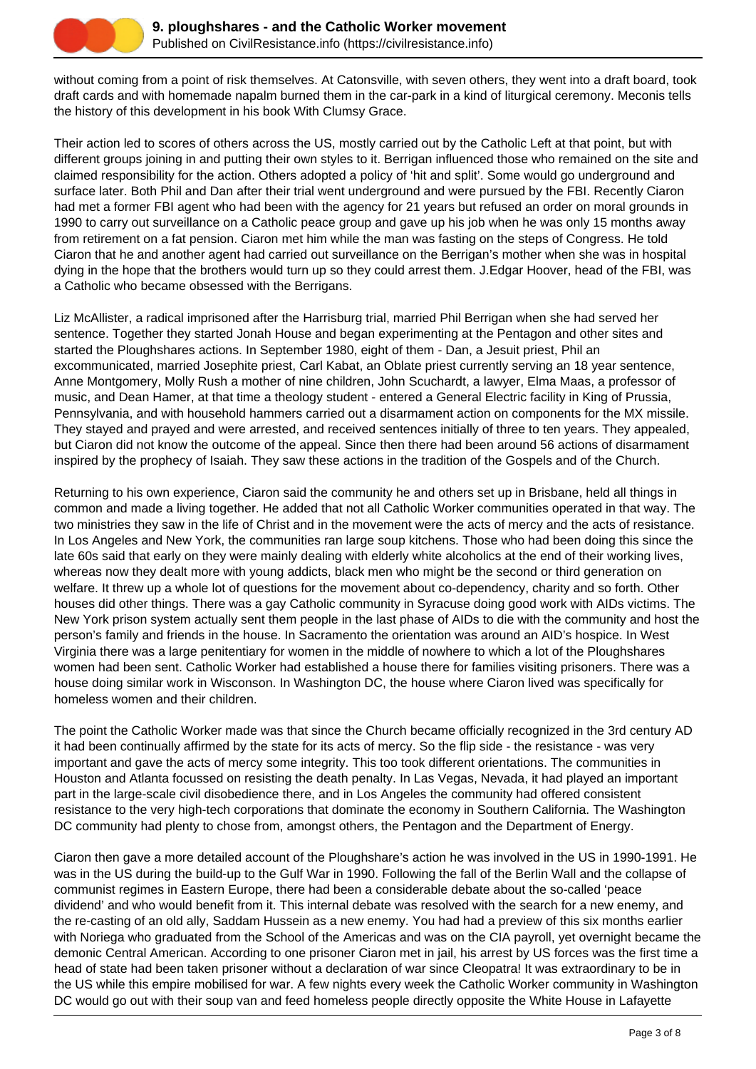without coming from a point of risk themselves. At Catonsville, with seven others, they went into a draft board, took draft cards and with homemade napalm burned them in the car-park in a kind of liturgical ceremony. Meconis tells the history of this development in his book With Clumsy Grace.

Their action led to scores of others across the US, mostly carried out by the Catholic Left at that point, but with different groups joining in and putting their own styles to it. Berrigan influenced those who remained on the site and claimed responsibility for the action. Others adopted a policy of 'hit and split'. Some would go underground and surface later. Both Phil and Dan after their trial went underground and were pursued by the FBI. Recently Ciaron had met a former FBI agent who had been with the agency for 21 years but refused an order on moral grounds in 1990 to carry out surveillance on a Catholic peace group and gave up his job when he was only 15 months away from retirement on a fat pension. Ciaron met him while the man was fasting on the steps of Congress. He told Ciaron that he and another agent had carried out surveillance on the Berrigan's mother when she was in hospital dying in the hope that the brothers would turn up so they could arrest them. J.Edgar Hoover, head of the FBI, was a Catholic who became obsessed with the Berrigans.

Liz McAllister, a radical imprisoned after the Harrisburg trial, married Phil Berrigan when she had served her sentence. Together they started Jonah House and began experimenting at the Pentagon and other sites and started the Ploughshares actions. In September 1980, eight of them - Dan, a Jesuit priest, Phil an excommunicated, married Josephite priest, Carl Kabat, an Oblate priest currently serving an 18 year sentence, Anne Montgomery, Molly Rush a mother of nine children, John Scuchardt, a lawyer, Elma Maas, a professor of music, and Dean Hamer, at that time a theology student - entered a General Electric facility in King of Prussia, Pennsylvania, and with household hammers carried out a disarmament action on components for the MX missile. They stayed and prayed and were arrested, and received sentences initially of three to ten years. They appealed, but Ciaron did not know the outcome of the appeal. Since then there had been around 56 actions of disarmament inspired by the prophecy of Isaiah. They saw these actions in the tradition of the Gospels and of the Church.

Returning to his own experience, Ciaron said the community he and others set up in Brisbane, held all things in common and made a living together. He added that not all Catholic Worker communities operated in that way. The two ministries they saw in the life of Christ and in the movement were the acts of mercy and the acts of resistance. In Los Angeles and New York, the communities ran large soup kitchens. Those who had been doing this since the late 60s said that early on they were mainly dealing with elderly white alcoholics at the end of their working lives, whereas now they dealt more with young addicts, black men who might be the second or third generation on welfare. It threw up a whole lot of questions for the movement about co-dependency, charity and so forth. Other houses did other things. There was a gay Catholic community in Syracuse doing good work with AIDs victims. The New York prison system actually sent them people in the last phase of AIDs to die with the community and host the person's family and friends in the house. In Sacramento the orientation was around an AID's hospice. In West Virginia there was a large penitentiary for women in the middle of nowhere to which a lot of the Ploughshares women had been sent. Catholic Worker had established a house there for families visiting prisoners. There was a house doing similar work in Wisconson. In Washington DC, the house where Ciaron lived was specifically for homeless women and their children.

The point the Catholic Worker made was that since the Church became officially recognized in the 3rd century AD it had been continually affirmed by the state for its acts of mercy. So the flip side - the resistance - was very important and gave the acts of mercy some integrity. This too took different orientations. The communities in Houston and Atlanta focussed on resisting the death penalty. In Las Vegas, Nevada, it had played an important part in the large-scale civil disobedience there, and in Los Angeles the community had offered consistent resistance to the very high-tech corporations that dominate the economy in Southern California. The Washington DC community had plenty to chose from, amongst others, the Pentagon and the Department of Energy.

Ciaron then gave a more detailed account of the Ploughshare's action he was involved in the US in 1990-1991. He was in the US during the build-up to the Gulf War in 1990. Following the fall of the Berlin Wall and the collapse of communist regimes in Eastern Europe, there had been a considerable debate about the so-called 'peace dividend' and who would benefit from it. This internal debate was resolved with the search for a new enemy, and the re-casting of an old ally, Saddam Hussein as a new enemy. You had had a preview of this six months earlier with Noriega who graduated from the School of the Americas and was on the CIA payroll, yet overnight became the demonic Central American. According to one prisoner Ciaron met in jail, his arrest by US forces was the first time a head of state had been taken prisoner without a declaration of war since Cleopatra! It was extraordinary to be in the US while this empire mobilised for war. A few nights every week the Catholic Worker community in Washington DC would go out with their soup van and feed homeless people directly opposite the White House in Lafayette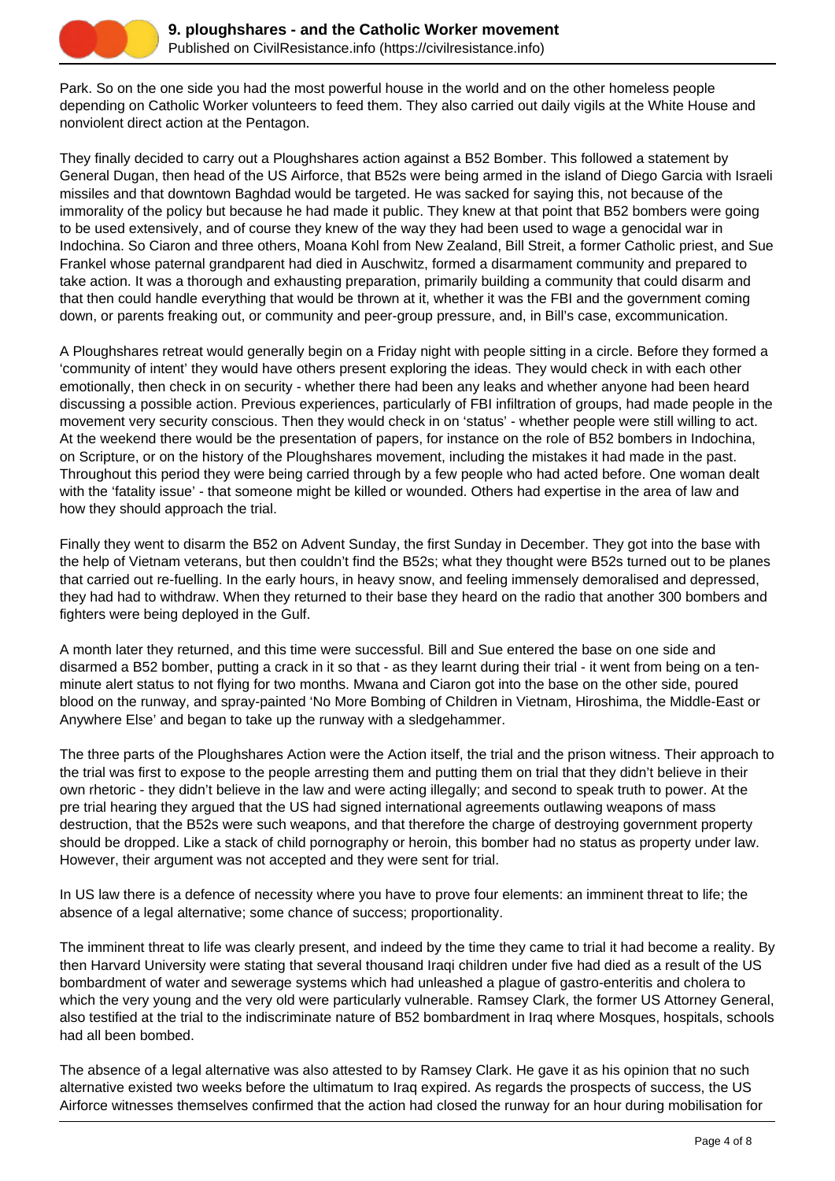Park. So on the one side you had the most powerful house in the world and on the other homeless people depending on Catholic Worker volunteers to feed them. They also carried out daily vigils at the White House and nonviolent direct action at the Pentagon.

They finally decided to carry out a Ploughshares action against a B52 Bomber. This followed a statement by General Dugan, then head of the US Airforce, that B52s were being armed in the island of Diego Garcia with Israeli missiles and that downtown Baghdad would be targeted. He was sacked for saying this, not because of the immorality of the policy but because he had made it public. They knew at that point that B52 bombers were going to be used extensively, and of course they knew of the way they had been used to wage a genocidal war in Indochina. So Ciaron and three others, Moana Kohl from New Zealand, Bill Streit, a former Catholic priest, and Sue Frankel whose paternal grandparent had died in Auschwitz, formed a disarmament community and prepared to take action. It was a thorough and exhausting preparation, primarily building a community that could disarm and that then could handle everything that would be thrown at it, whether it was the FBI and the government coming down, or parents freaking out, or community and peer-group pressure, and, in Bill's case, excommunication.

A Ploughshares retreat would generally begin on a Friday night with people sitting in a circle. Before they formed a 'community of intent' they would have others present exploring the ideas. They would check in with each other emotionally, then check in on security - whether there had been any leaks and whether anyone had been heard discussing a possible action. Previous experiences, particularly of FBI infiltration of groups, had made people in the movement very security conscious. Then they would check in on 'status' - whether people were still willing to act. At the weekend there would be the presentation of papers, for instance on the role of B52 bombers in Indochina, on Scripture, or on the history of the Ploughshares movement, including the mistakes it had made in the past. Throughout this period they were being carried through by a few people who had acted before. One woman dealt with the 'fatality issue' - that someone might be killed or wounded. Others had expertise in the area of law and how they should approach the trial.

Finally they went to disarm the B52 on Advent Sunday, the first Sunday in December. They got into the base with the help of Vietnam veterans, but then couldn't find the B52s; what they thought were B52s turned out to be planes that carried out re-fuelling. In the early hours, in heavy snow, and feeling immensely demoralised and depressed, they had had to withdraw. When they returned to their base they heard on the radio that another 300 bombers and fighters were being deployed in the Gulf.

A month later they returned, and this time were successful. Bill and Sue entered the base on one side and disarmed a B52 bomber, putting a crack in it so that - as they learnt during their trial - it went from being on a ten-minute alert status to not flying for two months. Mwana and Ciaron got into the base on the other side, poured blood on the runway, and spray-painted 'No More Bombing of Children in Vietnam, Hiroshima, the Middle-East or Anywhere Else' and began to take up the runway with a sledgehammer.

The three parts of the Ploughshares Action were the Action itself, the trial and the prison witness. Their approach to the trial was first to expose to the people arresting them and putting them on trial that they didn't believe in their own rhetoric - they didn't believe in the law and were acting illegally; and second to speak truth to power. At the pre trial hearing they argued that the US had signed international agreements outlawing weapons of mass destruction, that the B52s were such weapons, and that therefore the charge of destroying government property should be dropped. Like a stack of child pornography or heroin, this bomber had no status as property under law. However, their argument was not accepted and they were sent for trial.

In US law there is a defence of necessity where you have to prove four elements: an imminent threat to life; the absence of a legal alternative; some chance of success; proportionality.

The imminent threat to life was clearly present, and indeed by the time they came to trial it had become a reality. By then Harvard University were stating that several thousand Iraqi children under five had died as a result of the US bombardment of water and sewerage systems which had unleashed a plague of gastro-enteritis and cholera to which the very young and the very old were particularly vulnerable. Ramsey Clark, the former US Attorney General, also testified at the trial to the indiscriminate nature of B52 bombardment in Iraq where Mosques, hospitals, schools had all been bombed.

The absence of a legal alternative was also attested to by Ramsey Clark. He gave it as his opinion that no such alternative existed two weeks before the ultimatum to Iraq expired. As regards the prospects of success, the US Airforce witnesses themselves confirmed that the action had closed the runway for an hour during mobilisation for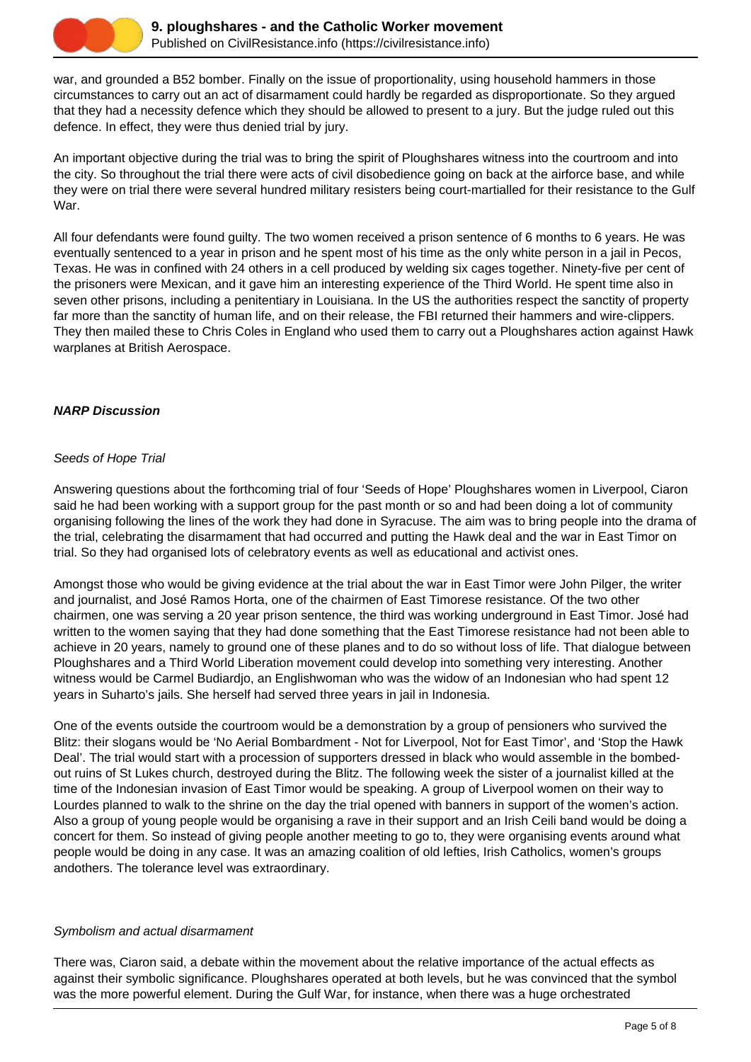war, and grounded a B52 bomber. Finally on the issue of proportionality, using household hammers in those circumstances to carry out an act of disarmament could hardly be regarded as disproportionate. So they argued that they had a necessity defence which they should be allowed to present to a jury. But the judge ruled out this defence. In effect, they were thus denied trial by jury.

An important objective during the trial was to bring the spirit of Ploughshares witness into the courtroom and into the city. So throughout the trial there were acts of civil disobedience going on back at the airforce base, and while they were on trial there were several hundred military resisters being court-martialled for their resistance to the Gulf War.

All four defendants were found guilty. The two women received a prison sentence of 6 months to 6 years. He was eventually sentenced to a year in prison and he spent most of his time as the only white person in a jail in Pecos, Texas. He was in confined with 24 others in a cell produced by welding six cages together. Ninety-five per cent of the prisoners were Mexican, and it gave him an interesting experience of the Third World. He spent time also in seven other prisons, including a penitentiary in Louisiana. In the US the authorities respect the sanctity of property far more than the sanctity of human life, and on their release, the FBI returned their hammers and wire-clippers. They then mailed these to Chris Coles in England who used them to carry out a Ploughshares action against Hawk warplanes at British Aerospace.

**_NARP Discussion_**

*Seeds of Hope Trial*

Answering questions about the forthcoming trial of four 'Seeds of Hope' Ploughshares women in Liverpool, Ciaron said he had been working with a support group for the past month or so and had been doing a lot of community organising following the lines of the work they had done in Syracuse. The aim was to bring people into the drama of the trial, celebrating the disarmament that had occurred and putting the Hawk deal and the war in East Timor on trial. So they had organised lots of celebratory events as well as educational and activist ones.

Amongst those who would be giving evidence at the trial about the war in East Timor were John Pilger, the writer and journalist, and José Ramos Horta, one of the chairmen of East Timorese resistance. Of the two other chairmen, one was serving a 20 year prison sentence, the third was working underground in East Timor. José had written to the women saying that they had done something that the East Timorese resistance had not been able to achieve in 20 years, namely to ground one of these planes and to do so without loss of life. That dialogue between Ploughshares and a Third World Liberation movement could develop into something very interesting. Another witness would be Carmel Budiardjo, an Englishwoman who was the widow of an Indonesian who had spent 12 years in Suharto's jails. She herself had served three years in jail in Indonesia.

One of the events outside the courtroom would be a demonstration by a group of pensioners who survived the Blitz: their slogans would be 'No Aerial Bombardment - Not for Liverpool, Not for East Timor', and 'Stop the Hawk Deal'. The trial would start with a procession of supporters dressed in black who would assemble in the bombed-out ruins of St Lukes church, destroyed during the Blitz. The following week the sister of a journalist killed at the time of the Indonesian invasion of East Timor would be speaking. A group of Liverpool women on their way to Lourdes planned to walk to the shrine on the day the trial opened with banners in support of the women's action. Also a group of young people would be organising a rave in their support and an Irish Ceili band would be doing a concert for them. So instead of giving people another meeting to go to, they were organising events around what people would be doing in any case. It was an amazing coalition of old lefties, Irish Catholics, women's groups andothers. The tolerance level was extraordinary.

*Symbolism and actual disarmament*

There was, Ciaron said, a debate within the movement about the relative importance of the actual effects as against their symbolic significance. Ploughshares operated at both levels, but he was convinced that the symbol was the more powerful element. During the Gulf War, for instance, when there was a huge orchestrated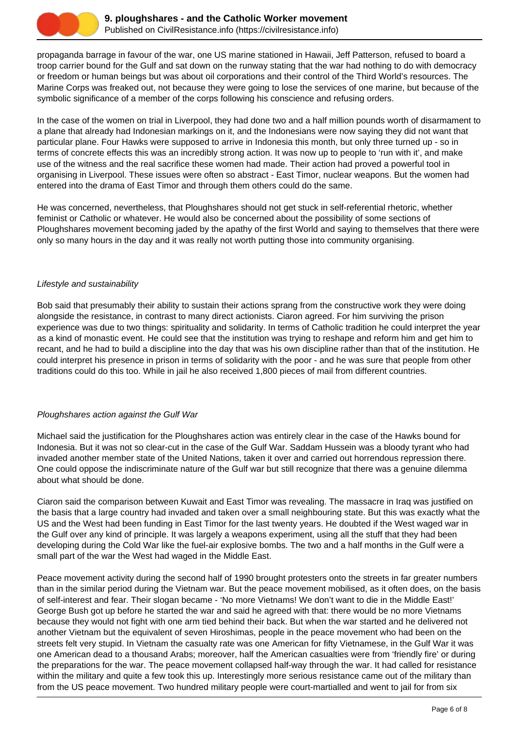propaganda barrage in favour of the war, one US marine stationed in Hawaii, Jeff Patterson, refused to board a troop carrier bound for the Gulf and sat down on the runway stating that the war had nothing to do with democracy or freedom or human beings but was about oil corporations and their control of the Third World's resources. The Marine Corps was freaked out, not because they were going to lose the services of one marine, but because of the symbolic significance of a member of the corps following his conscience and refusing orders.

In the case of the women on trial in Liverpool, they had done two and a half million pounds worth of disarmament to a plane that already had Indonesian markings on it, and the Indonesians were now saying they did not want that particular plane. Four Hawks were supposed to arrive in Indonesia this month, but only three turned up - so in terms of concrete effects this was an incredibly strong action. It was now up to people to 'run with it', and make use of the witness and the real sacrifice these women had made. Their action had proved a powerful tool in organising in Liverpool. These issues were often so abstract - East Timor, nuclear weapons. But the women had entered into the drama of East Timor and through them others could do the same.

He was concerned, nevertheless, that Ploughshares should not get stuck in self-referential rhetoric, whether feminist or Catholic or whatever. He would also be concerned about the possibility of some sections of Ploughshares movement becoming jaded by the apathy of the first World and saying to themselves that there were only so many hours in the day and it was really not worth putting those into community organising.

*Lifestyle and sustainability*

Bob said that presumably their ability to sustain their actions sprang from the constructive work they were doing alongside the resistance, in contrast to many direct actionists. Ciaron agreed. For him surviving the prison experience was due to two things: spirituality and solidarity. In terms of Catholic tradition he could interpret the year as a kind of monastic event. He could see that the institution was trying to reshape and reform him and get him to recant, and he had to build a discipline into the day that was his own discipline rather than that of the institution. He could interpret his presence in prison in terms of solidarity with the poor - and he was sure that people from other traditions could do this too. While in jail he also received 1,800 pieces of mail from different countries.

*Ploughshares action against the Gulf War*

Michael said the justification for the Ploughshares action was entirely clear in the case of the Hawks bound for Indonesia. But it was not so clear-cut in the case of the Gulf War. Saddam Hussein was a bloody tyrant who had invaded another member state of the United Nations, taken it over and carried out horrendous repression there. One could oppose the indiscriminate nature of the Gulf war but still recognize that there was a genuine dilemma about what should be done.

Ciaron said the comparison between Kuwait and East Timor was revealing. The massacre in Iraq was justified on the basis that a large country had invaded and taken over a small neighbouring state. But this was exactly what the US and the West had been funding in East Timor for the last twenty years. He doubted if the West waged war in the Gulf over any kind of principle. It was largely a weapons experiment, using all the stuff that they had been developing during the Cold War like the fuel-air explosive bombs. The two and a half months in the Gulf were a small part of the war the West had waged in the Middle East.

Peace movement activity during the second half of 1990 brought protesters onto the streets in far greater numbers than in the similar period during the Vietnam war. But the peace movement mobilised, as it often does, on the basis of self-interest and fear. Their slogan became - 'No more Vietnams! We don't want to die in the Middle East!' George Bush got up before he started the war and said he agreed with that: there would be no more Vietnams because they would not fight with one arm tied behind their back. But when the war started and he delivered not another Vietnam but the equivalent of seven Hiroshimas, people in the peace movement who had been on the streets felt very stupid. In Vietnam the casualty rate was one American for fifty Vietnamese, in the Gulf War it was one American dead to a thousand Arabs; moreover, half the American casualties were from 'friendly fire' or during the preparations for the war. The peace movement collapsed half-way through the war. It had called for resistance within the military and quite a few took this up. Interestingly more serious resistance came out of the military than from the US peace movement. Two hundred military people were court-martialled and went to jail for from six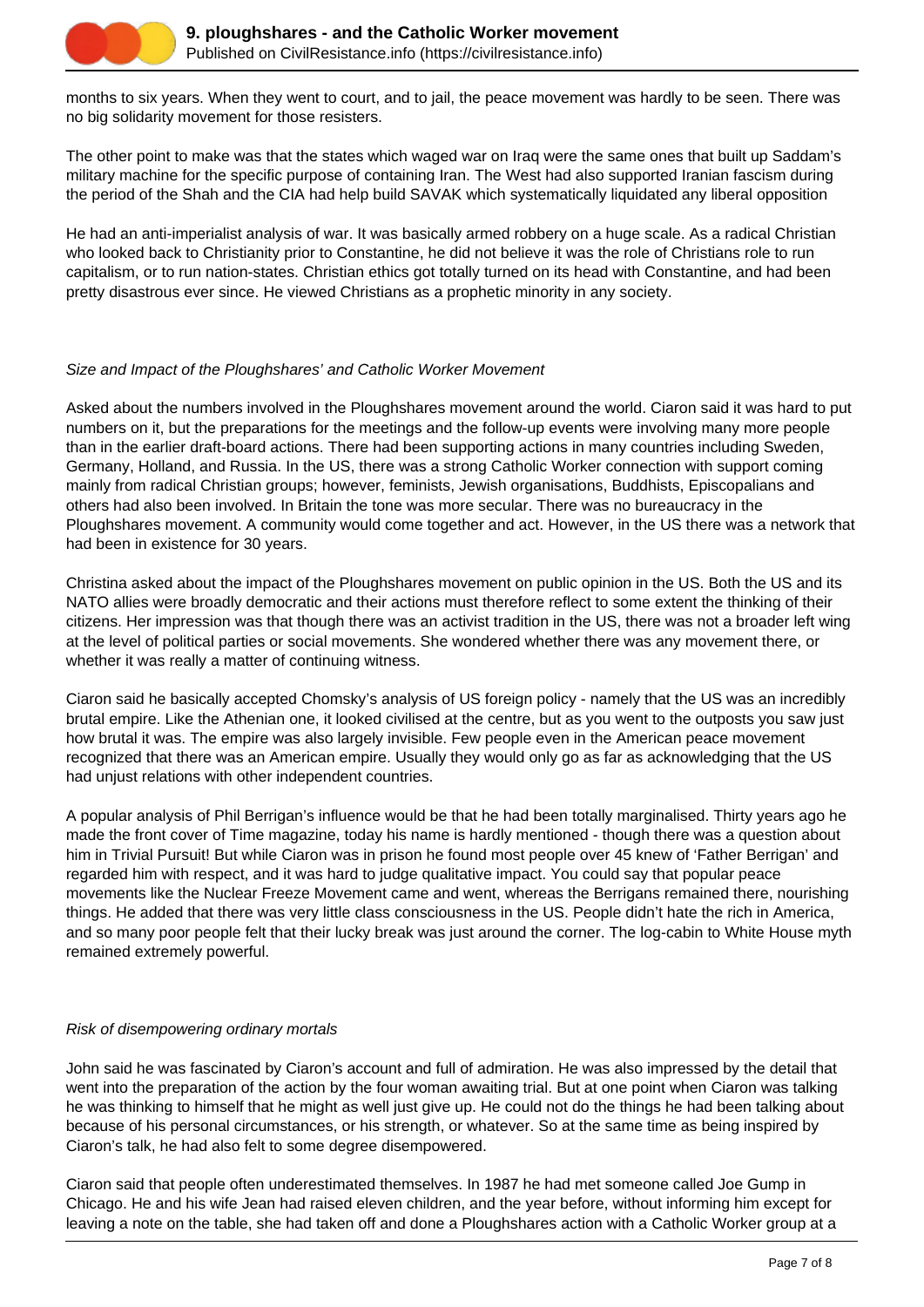months to six years. When they went to court, and to jail, the peace movement was hardly to be seen. There was no big solidarity movement for those resisters.

The other point to make was that the states which waged war on Iraq were the same ones that built up Saddam's military machine for the specific purpose of containing Iran. The West had also supported Iranian fascism during the period of the Shah and the CIA had help build SAVAK which systematically liquidated any liberal opposition

He had an anti-imperialist analysis of war. It was basically armed robbery on a huge scale. As a radical Christian who looked back to Christianity prior to Constantine, he did not believe it was the role of Christians role to run capitalism, or to run nation-states. Christian ethics got totally turned on its head with Constantine, and had been pretty disastrous ever since. He viewed Christians as a prophetic minority in any society.

*Size and Impact of the Ploughshares' and Catholic Worker Movement*

Asked about the numbers involved in the Ploughshares movement around the world. Ciaron said it was hard to put numbers on it, but the preparations for the meetings and the follow-up events were involving many more people than in the earlier draft-board actions. There had been supporting actions in many countries including Sweden, Germany, Holland, and Russia. In the US, there was a strong Catholic Worker connection with support coming mainly from radical Christian groups; however, feminists, Jewish organisations, Buddhists, Episcopalians and others had also been involved. In Britain the tone was more secular. There was no bureaucracy in the Ploughshares movement. A community would come together and act. However, in the US there was a network that had been in existence for 30 years.

Christina asked about the impact of the Ploughshares movement on public opinion in the US. Both the US and its NATO allies were broadly democratic and their actions must therefore reflect to some extent the thinking of their citizens. Her impression was that though there was an activist tradition in the US, there was not a broader left wing at the level of political parties or social movements. She wondered whether there was any movement there, or whether it was really a matter of continuing witness.

Ciaron said he basically accepted Chomsky's analysis of US foreign policy - namely that the US was an incredibly brutal empire. Like the Athenian one, it looked civilised at the centre, but as you went to the outposts you saw just how brutal it was. The empire was also largely invisible. Few people even in the American peace movement recognized that there was an American empire. Usually they would only go as far as acknowledging that the US had unjust relations with other independent countries.

A popular analysis of Phil Berrigan's influence would be that he had been totally marginalised. Thirty years ago he made the front cover of Time magazine, today his name is hardly mentioned - though there was a question about him in Trivial Pursuit! But while Ciaron was in prison he found most people over 45 knew of 'Father Berrigan' and regarded him with respect, and it was hard to judge qualitative impact. You could say that popular peace movements like the Nuclear Freeze Movement came and went, whereas the Berrigans remained there, nourishing things. He added that there was very little class consciousness in the US. People didn't hate the rich in America, and so many poor people felt that their lucky break was just around the corner. The log-cabin to White House myth remained extremely powerful.

*Risk of disempowering ordinary mortals*

John said he was fascinated by Ciaron's account and full of admiration. He was also impressed by the detail that went into the preparation of the action by the four woman awaiting trial. But at one point when Ciaron was talking he was thinking to himself that he might as well just give up. He could not do the things he had been talking about because of his personal circumstances, or his strength, or whatever. So at the same time as being inspired by Ciaron's talk, he had also felt to some degree disempowered.

Ciaron said that people often underestimated themselves. In 1987 he had met someone called Joe Gump in Chicago. He and his wife Jean had raised eleven children, and the year before, without informing him except for leaving a note on the table, she had taken off and done a Ploughshares action with a Catholic Worker group at a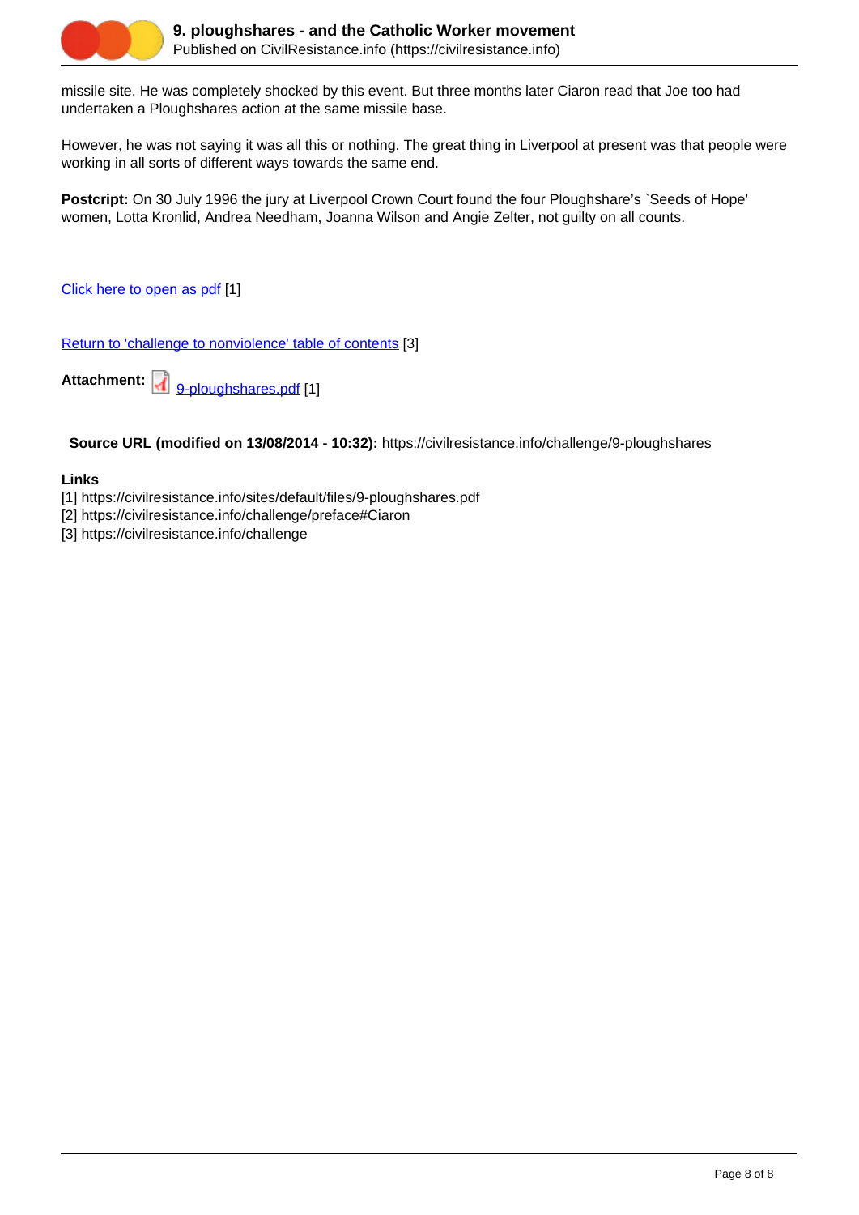missile site. He was completely shocked by this event. But three months later Ciaron read that Joe too had undertaken a Ploughshares action at the same missile base.

However, he was not saying it was all this or nothing. The great thing in Liverpool at present was that people were working in all sorts of different ways towards the same end.

**Postcript:** On 30 July 1996 the jury at Liverpool Crown Court found the four Ploughshare's `Seeds of Hope' women, Lotta Kronlid, Andrea Needham, Joanna Wilson and Angie Zelter, not guilty on all counts.

Click here to open as pdf [1]

Return to 'challenge to nonviolence' table of contents [3]

**Attachment:** 9-ploughshares.pdf [1]

**Source URL (modified on 13/08/2014 - 10:32):** https://civilresistance.info/challenge/9-ploughshares

**Links**
[1] https://civilresistance.info/sites/default/files/9-ploughshares.pdf
[2] https://civilresistance.info/challenge/preface#Ciaron
[3] https://civilresistance.info/challenge